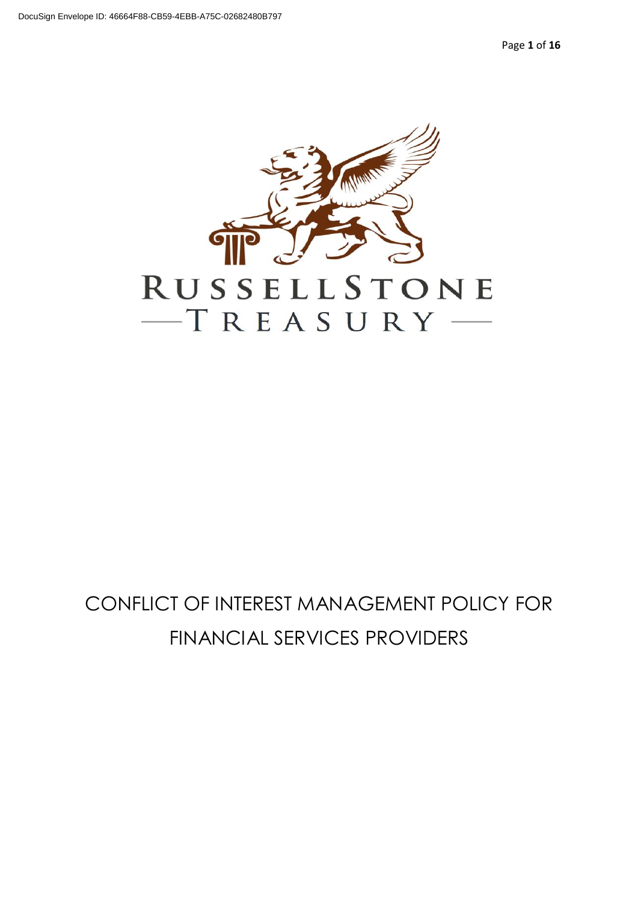DocuSign Envelope ID: 46664F88-CB59-4EBB-A75C-02682480B797

RUSSELLSTONE

TREASURY

# CONFLICT OF INTEREST MANAGEMENT POLICY FOR FINANCIAL SERVICES PROVIDERS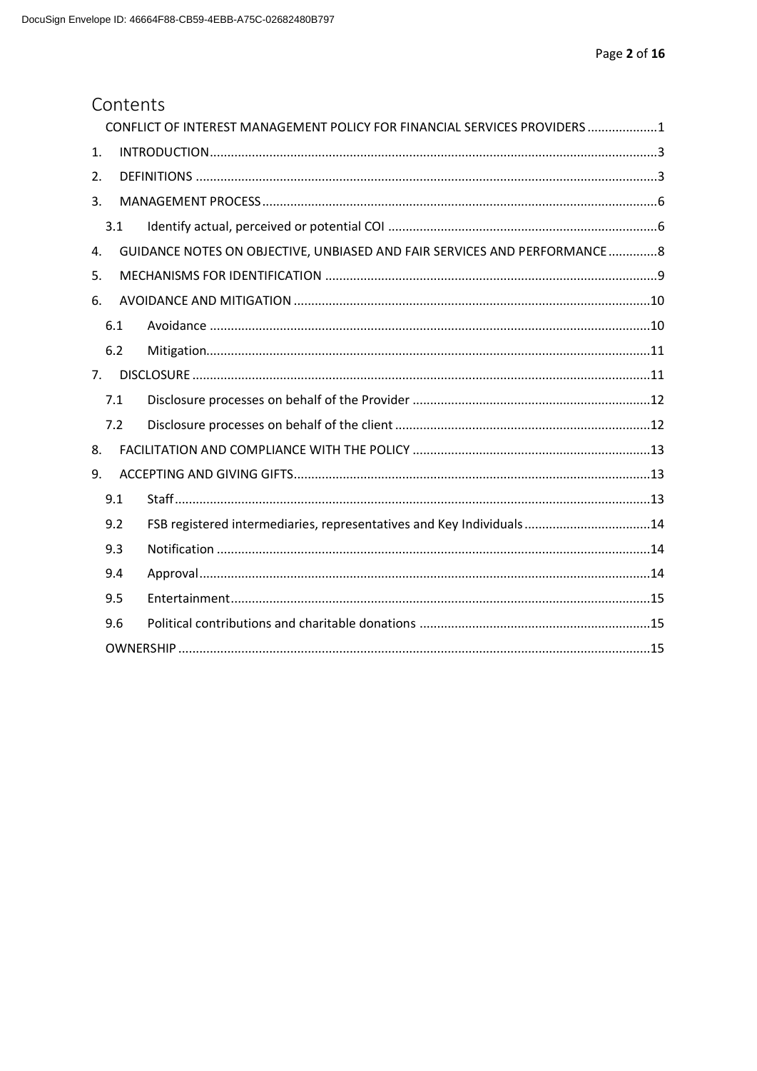# Contents

CONFLICT OF INTEREST MANAGEMENT POLICY FOR FINANCIAL SERVICES PROVIDERS .................... 1

1. INTRODUCTION ........................................................................................................................... 3
2. DEFINITIONS ................................................................................................................................ 3
3. MANAGEMENT PROCESS ............................................................................................................. 6
   - 3.1 Identify actual, perceived or potential COI ............................................................................ 6
4. GUIDANCE NOTES ON OBJECTIVE, UNBIASED AND FAIR SERVICES AND PERFORMANCE .............. 8
5. MECHANISMS FOR IDENTIFICATION .............................................................................................. 9
6. AVOIDANCE AND MITIGATION ..................................................................................................... 10
   - 6.1 Avoidance ............................................................................................................................ 10
   - 6.2 Mitigation ............................................................................................................................ 11
7. DISCLOSURE ................................................................................................................................. 11
   - 7.1 Disclosure processes on behalf of the Provider ................................................................... 12
   - 7.2 Disclosure processes on behalf of the client ........................................................................ 12
8. FACILITATION AND COMPLIANCE WITH THE POLICY ................................................................... 13
9. ACCEPTING AND GIVING GIFTS ..................................................................................................... 13
   - 9.1 Staff ..................................................................................................................................... 13
   - 9.2 FSB registered intermediaries, representatives and Key Individuals .................................... 14
   - 9.3 Notification .......................................................................................................................... 14
   - 9.4 Approval ............................................................................................................................... 14
   - 9.5 Entertainment ...................................................................................................................... 15
   - 9.6 Political contributions and charitable donations ................................................................. 15

OWNERSHIP .................................................................................................................................... 15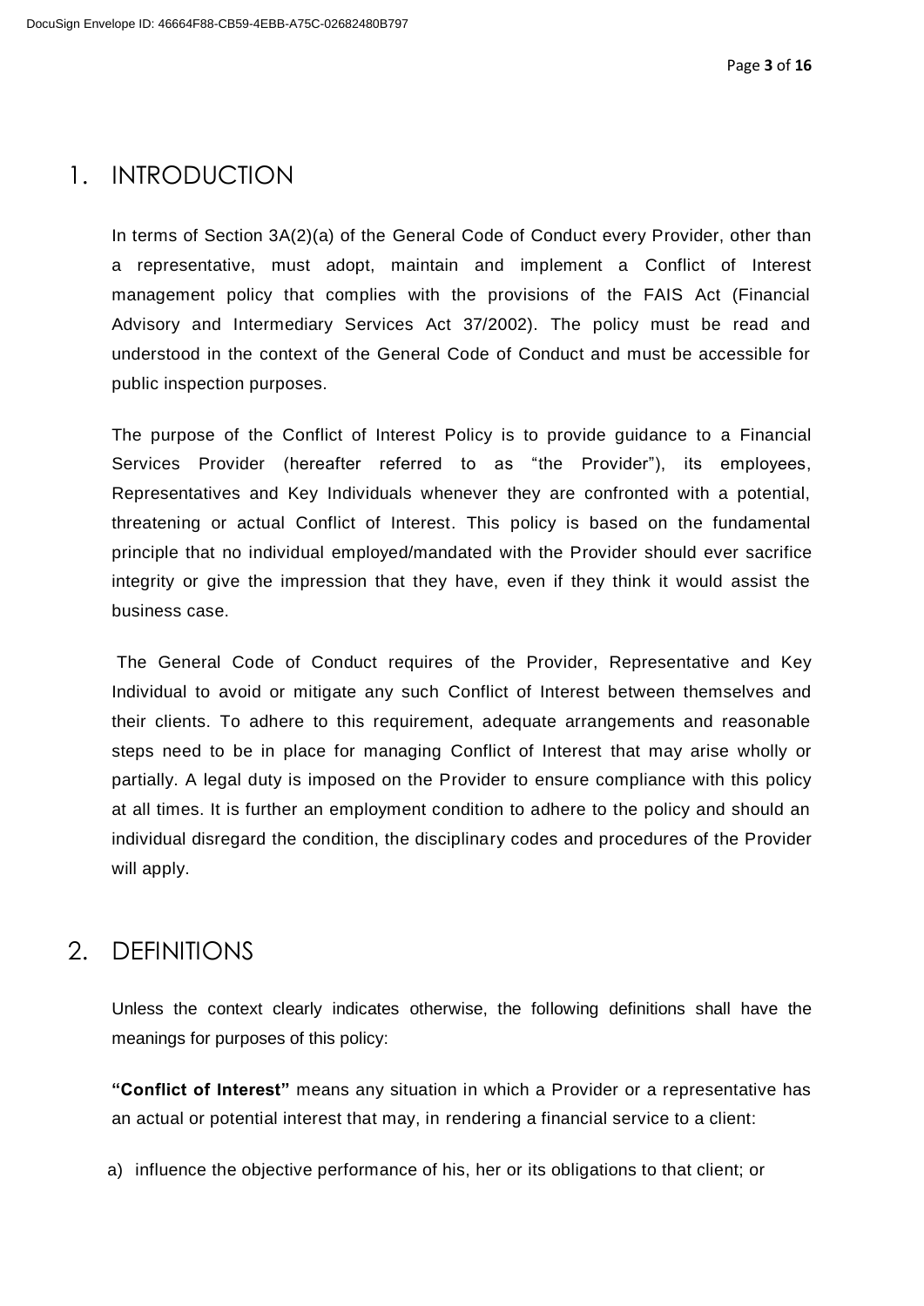## 1. INTRODUCTION

In terms of Section 3A(2)(a) of the General Code of Conduct every Provider, other than a representative, must adopt, maintain and implement a Conflict of Interest management policy that complies with the provisions of the FAIS Act (Financial Advisory and Intermediary Services Act 37/2002). The policy must be read and understood in the context of the General Code of Conduct and must be accessible for public inspection purposes.

The purpose of the Conflict of Interest Policy is to provide guidance to a Financial Services Provider (hereafter referred to as "the Provider"), its employees, Representatives and Key Individuals whenever they are confronted with a potential, threatening or actual Conflict of Interest. This policy is based on the fundamental principle that no individual employed/mandated with the Provider should ever sacrifice integrity or give the impression that they have, even if they think it would assist the business case.

The General Code of Conduct requires of the Provider, Representative and Key Individual to avoid or mitigate any such Conflict of Interest between themselves and their clients. To adhere to this requirement, adequate arrangements and reasonable steps need to be in place for managing Conflict of Interest that may arise wholly or partially. A legal duty is imposed on the Provider to ensure compliance with this policy at all times. It is further an employment condition to adhere to the policy and should an individual disregard the condition, the disciplinary codes and procedures of the Provider will apply.

## 2. DEFINITIONS

Unless the context clearly indicates otherwise, the following definitions shall have the meanings for purposes of this policy:

**"Conflict of Interest"** means any situation in which a Provider or a representative has an actual or potential interest that may, in rendering a financial service to a client:

a) influence the objective performance of his, her or its obligations to that client; or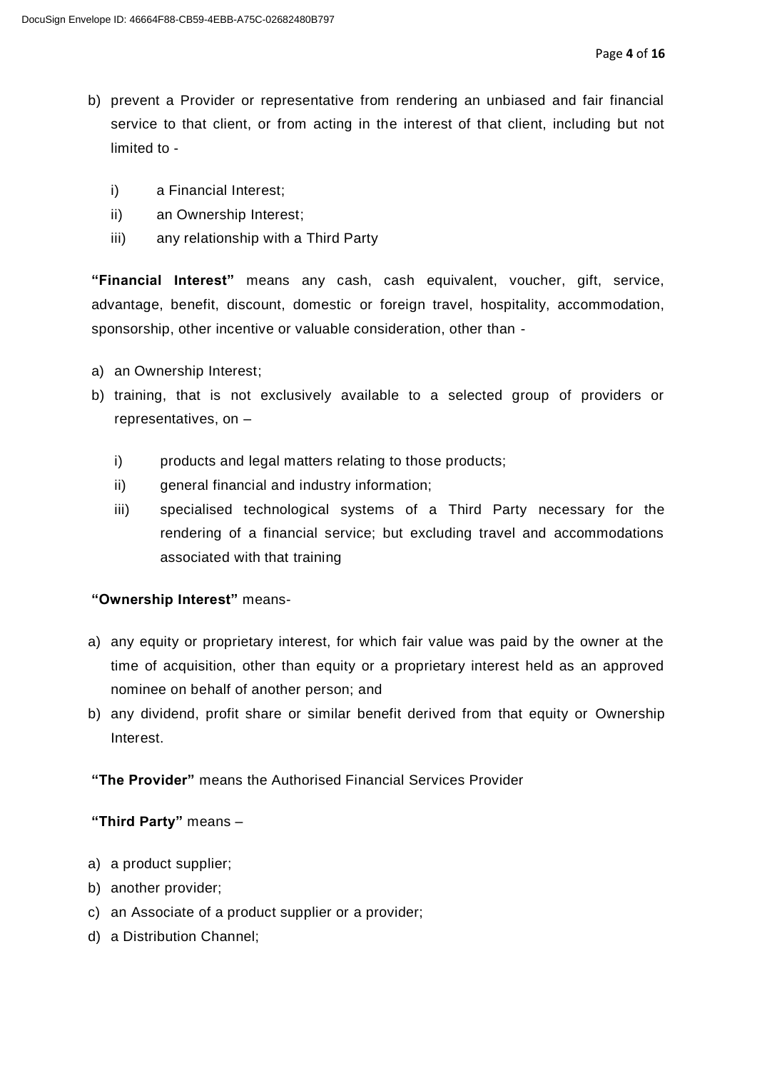b) prevent a Provider or representative from rendering an unbiased and fair financial service to that client, or from acting in the interest of that client, including but not limited to -

   i) a Financial Interest;
   ii) an Ownership Interest;
   iii) any relationship with a Third Party

**"Financial Interest"** means any cash, cash equivalent, voucher, gift, service, advantage, benefit, discount, domestic or foreign travel, hospitality, accommodation, sponsorship, other incentive or valuable consideration, other than -

a) an Ownership Interest;
b) training, that is not exclusively available to a selected group of providers or representatives, on –

   i) products and legal matters relating to those products;
   ii) general financial and industry information;
   iii) specialised technological systems of a Third Party necessary for the rendering of a financial service; but excluding travel and accommodations associated with that training

**"Ownership Interest"** means-

a) any equity or proprietary interest, for which fair value was paid by the owner at the time of acquisition, other than equity or a proprietary interest held as an approved nominee on behalf of another person; and
b) any dividend, profit share or similar benefit derived from that equity or Ownership Interest.

**"The Provider"** means the Authorised Financial Services Provider

**"Third Party"** means –

a) a product supplier;
b) another provider;
c) an Associate of a product supplier or a provider;
d) a Distribution Channel;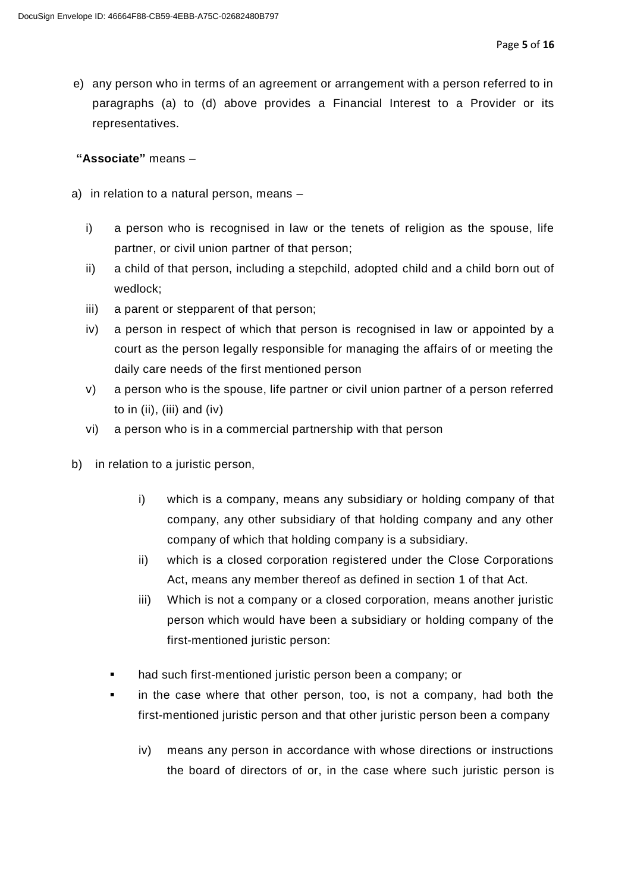e) any person who in terms of an agreement or arrangement with a person referred to in paragraphs (a) to (d) above provides a Financial Interest to a Provider or its representatives.

**"Associate"** means –

a) in relation to a natural person, means –

   i) a person who is recognised in law or the tenets of religion as the spouse, life partner, or civil union partner of that person;
   ii) a child of that person, including a stepchild, adopted child and a child born out of wedlock;
   iii) a parent or stepparent of that person;
   iv) a person in respect of which that person is recognised in law or appointed by a court as the person legally responsible for managing the affairs of or meeting the daily care needs of the first mentioned person
   v) a person who is the spouse, life partner or civil union partner of a person referred to in (ii), (iii) and (iv)
   vi) a person who is in a commercial partnership with that person

b) in relation to a juristic person,

   i) which is a company, means any subsidiary or holding company of that company, any other subsidiary of that holding company and any other company of which that holding company is a subsidiary.
   ii) which is a closed corporation registered under the Close Corporations Act, means any member thereof as defined in section 1 of that Act.
   iii) Which is not a company or a closed corporation, means another juristic person which would have been a subsidiary or holding company of the first-mentioned juristic person:

   - had such first-mentioned juristic person been a company; or
   - in the case where that other person, too, is not a company, had both the first-mentioned juristic person and that other juristic person been a company

   iv) means any person in accordance with whose directions or instructions the board of directors of or, in the case where such juristic person is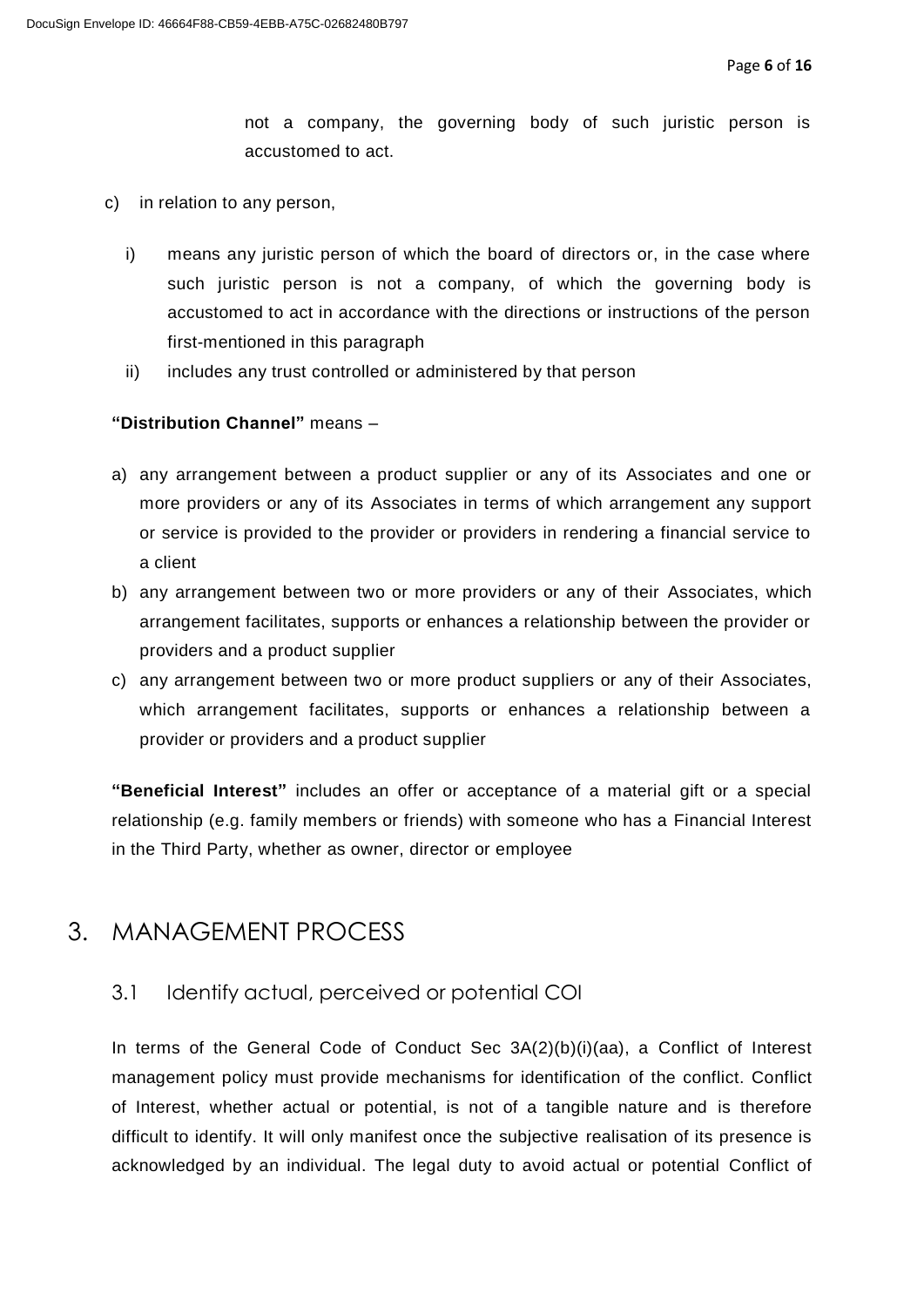not a company, the governing body of such juristic person is accustomed to act.

c) in relation to any person,

   i) means any juristic person of which the board of directors or, in the case where such juristic person is not a company, of which the governing body is accustomed to act in accordance with the directions or instructions of the person first-mentioned in this paragraph
   
   ii) includes any trust controlled or administered by that person

**"Distribution Channel"** means –

a) any arrangement between a product supplier or any of its Associates and one or more providers or any of its Associates in terms of which arrangement any support or service is provided to the provider or providers in rendering a financial service to a client
b) any arrangement between two or more providers or any of their Associates, which arrangement facilitates, supports or enhances a relationship between the provider or providers and a product supplier
c) any arrangement between two or more product suppliers or any of their Associates, which arrangement facilitates, supports or enhances a relationship between a provider or providers and a product supplier

**"Beneficial Interest"** includes an offer or acceptance of a material gift or a special relationship (e.g. family members or friends) with someone who has a Financial Interest in the Third Party, whether as owner, director or employee

# 3. MANAGEMENT PROCESS

## 3.1 Identify actual, perceived or potential COI

In terms of the General Code of Conduct Sec 3A(2)(b)(i)(aa), a Conflict of Interest management policy must provide mechanisms for identification of the conflict. Conflict of Interest, whether actual or potential, is not of a tangible nature and is therefore difficult to identify. It will only manifest once the subjective realisation of its presence is acknowledged by an individual. The legal duty to avoid actual or potential Conflict of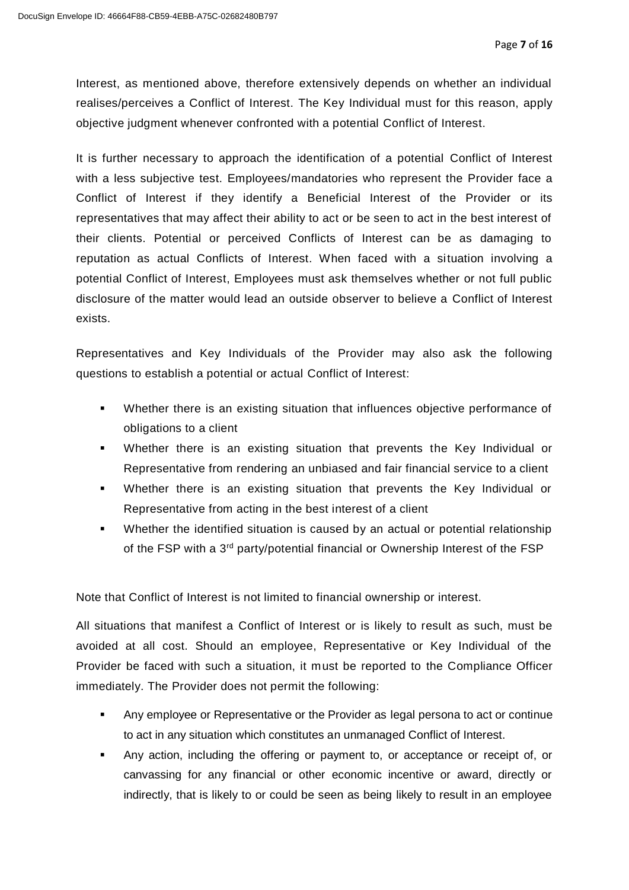Interest, as mentioned above, therefore extensively depends on whether an individual realises/perceives a Conflict of Interest. The Key Individual must for this reason, apply objective judgment whenever confronted with a potential Conflict of Interest.

It is further necessary to approach the identification of a potential Conflict of Interest with a less subjective test. Employees/mandatories who represent the Provider face a Conflict of Interest if they identify a Beneficial Interest of the Provider or its representatives that may affect their ability to act or be seen to act in the best interest of their clients. Potential or perceived Conflicts of Interest can be as damaging to reputation as actual Conflicts of Interest. When faced with a situation involving a potential Conflict of Interest, Employees must ask themselves whether or not full public disclosure of the matter would lead an outside observer to believe a Conflict of Interest exists.

Representatives and Key Individuals of the Provider may also ask the following questions to establish a potential or actual Conflict of Interest:

- Whether there is an existing situation that influences objective performance of obligations to a client
- Whether there is an existing situation that prevents the Key Individual or Representative from rendering an unbiased and fair financial service to a client
- Whether there is an existing situation that prevents the Key Individual or Representative from acting in the best interest of a client
- Whether the identified situation is caused by an actual or potential relationship of the FSP with a 3rd party/potential financial or Ownership Interest of the FSP

Note that Conflict of Interest is not limited to financial ownership or interest.

All situations that manifest a Conflict of Interest or is likely to result as such, must be avoided at all cost. Should an employee, Representative or Key Individual of the Provider be faced with such a situation, it must be reported to the Compliance Officer immediately. The Provider does not permit the following:

- Any employee or Representative or the Provider as legal persona to act or continue to act in any situation which constitutes an unmanaged Conflict of Interest.
- Any action, including the offering or payment to, or acceptance or receipt of, or canvassing for any financial or other economic incentive or award, directly or indirectly, that is likely to or could be seen as being likely to result in an employee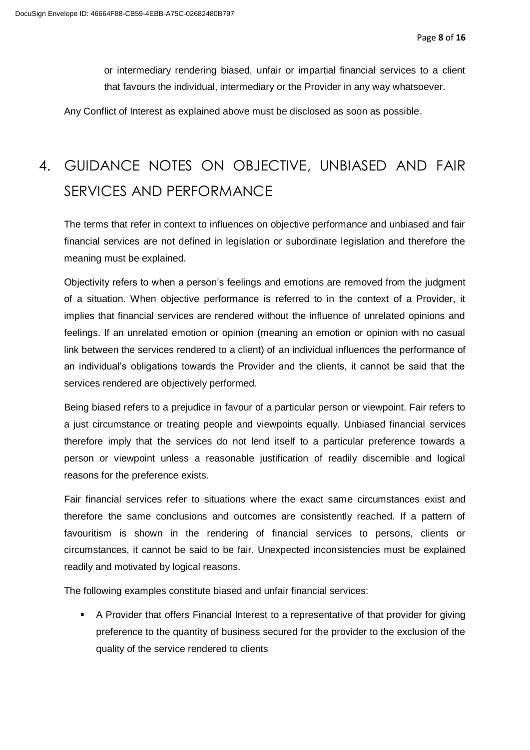or intermediary rendering biased, unfair or impartial financial services to a client that favours the individual, intermediary or the Provider in any way whatsoever.

Any Conflict of Interest as explained above must be disclosed as soon as possible.

# 4. GUIDANCE NOTES ON OBJECTIVE, UNBIASED AND FAIR SERVICES AND PERFORMANCE

The terms that refer in context to influences on objective performance and unbiased and fair financial services are not defined in legislation or subordinate legislation and therefore the meaning must be explained.

Objectivity refers to when a person's feelings and emotions are removed from the judgment of a situation. When objective performance is referred to in the context of a Provider, it implies that financial services are rendered without the influence of unrelated opinions and feelings. If an unrelated emotion or opinion (meaning an emotion or opinion with no casual link between the services rendered to a client) of an individual influences the performance of an individual's obligations towards the Provider and the clients, it cannot be said that the services rendered are objectively performed.

Being biased refers to a prejudice in favour of a particular person or viewpoint. Fair refers to a just circumstance or treating people and viewpoints equally. Unbiased financial services therefore imply that the services do not lend itself to a particular preference towards a person or viewpoint unless a reasonable justification of readily discernible and logical reasons for the preference exists.

Fair financial services refer to situations where the exact same circumstances exist and therefore the same conclusions and outcomes are consistently reached. If a pattern of favouritism is shown in the rendering of financial services to persons, clients or circumstances, it cannot be said to be fair. Unexpected inconsistencies must be explained readily and motivated by logical reasons.

The following examples constitute biased and unfair financial services:

- A Provider that offers Financial Interest to a representative of that provider for giving preference to the quantity of business secured for the provider to the exclusion of the quality of the service rendered to clients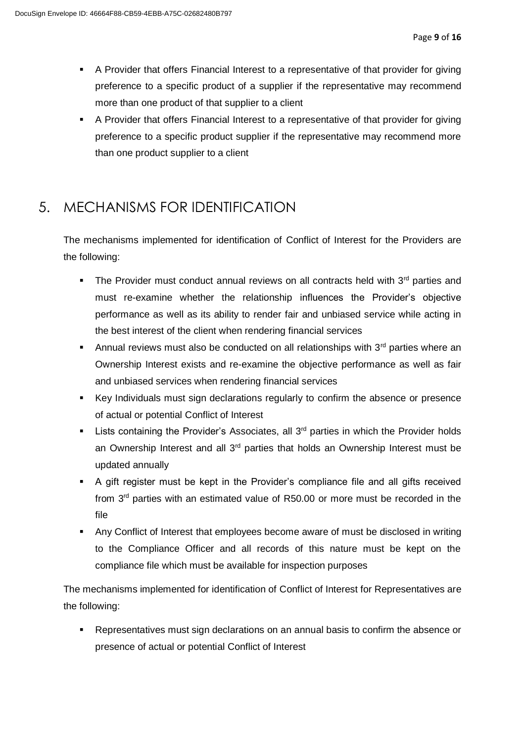- A Provider that offers Financial Interest to a representative of that provider for giving preference to a specific product of a supplier if the representative may recommend more than one product of that supplier to a client
- A Provider that offers Financial Interest to a representative of that provider for giving preference to a specific product supplier if the representative may recommend more than one product supplier to a client

# 5. MECHANISMS FOR IDENTIFICATION

The mechanisms implemented for identification of Conflict of Interest for the Providers are the following:

- The Provider must conduct annual reviews on all contracts held with 3rd parties and must re-examine whether the relationship influences the Provider's objective performance as well as its ability to render fair and unbiased service while acting in the best interest of the client when rendering financial services
- Annual reviews must also be conducted on all relationships with 3rd parties where an Ownership Interest exists and re-examine the objective performance as well as fair and unbiased services when rendering financial services
- Key Individuals must sign declarations regularly to confirm the absence or presence of actual or potential Conflict of Interest
- Lists containing the Provider's Associates, all 3rd parties in which the Provider holds an Ownership Interest and all 3rd parties that holds an Ownership Interest must be updated annually
- A gift register must be kept in the Provider's compliance file and all gifts received from 3rd parties with an estimated value of R50.00 or more must be recorded in the file
- Any Conflict of Interest that employees become aware of must be disclosed in writing to the Compliance Officer and all records of this nature must be kept on the compliance file which must be available for inspection purposes

The mechanisms implemented for identification of Conflict of Interest for Representatives are the following:

- Representatives must sign declarations on an annual basis to confirm the absence or presence of actual or potential Conflict of Interest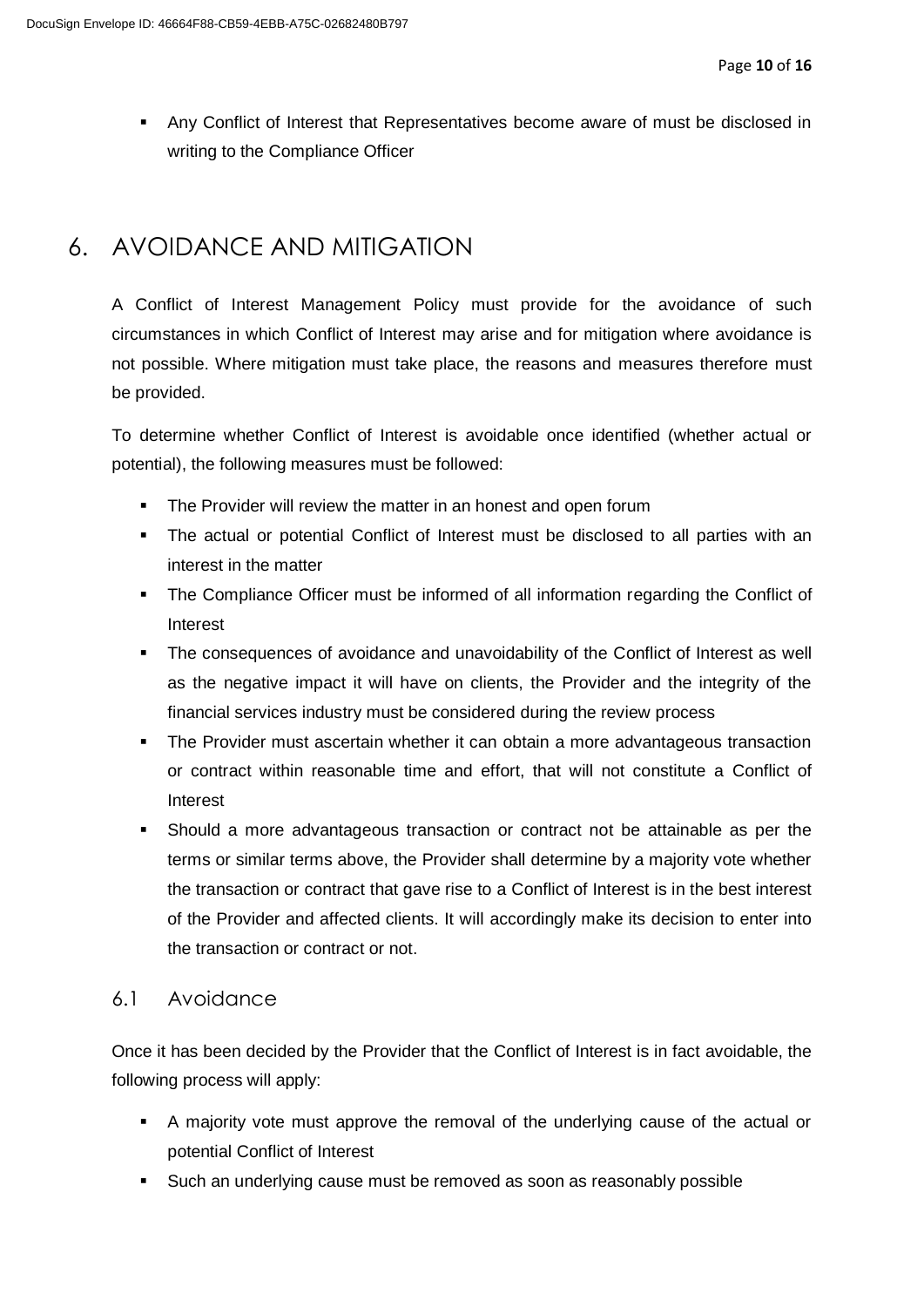- Any Conflict of Interest that Representatives become aware of must be disclosed in writing to the Compliance Officer

# 6. AVOIDANCE AND MITIGATION

A Conflict of Interest Management Policy must provide for the avoidance of such circumstances in which Conflict of Interest may arise and for mitigation where avoidance is not possible. Where mitigation must take place, the reasons and measures therefore must be provided.

To determine whether Conflict of Interest is avoidable once identified (whether actual or potential), the following measures must be followed:

- The Provider will review the matter in an honest and open forum
- The actual or potential Conflict of Interest must be disclosed to all parties with an interest in the matter
- The Compliance Officer must be informed of all information regarding the Conflict of Interest
- The consequences of avoidance and unavoidability of the Conflict of Interest as well as the negative impact it will have on clients, the Provider and the integrity of the financial services industry must be considered during the review process
- The Provider must ascertain whether it can obtain a more advantageous transaction or contract within reasonable time and effort, that will not constitute a Conflict of Interest
- Should a more advantageous transaction or contract not be attainable as per the terms or similar terms above, the Provider shall determine by a majority vote whether the transaction or contract that gave rise to a Conflict of Interest is in the best interest of the Provider and affected clients. It will accordingly make its decision to enter into the transaction or contract or not.

## 6.1 Avoidance

Once it has been decided by the Provider that the Conflict of Interest is in fact avoidable, the following process will apply:

- A majority vote must approve the removal of the underlying cause of the actual or potential Conflict of Interest
- Such an underlying cause must be removed as soon as reasonably possible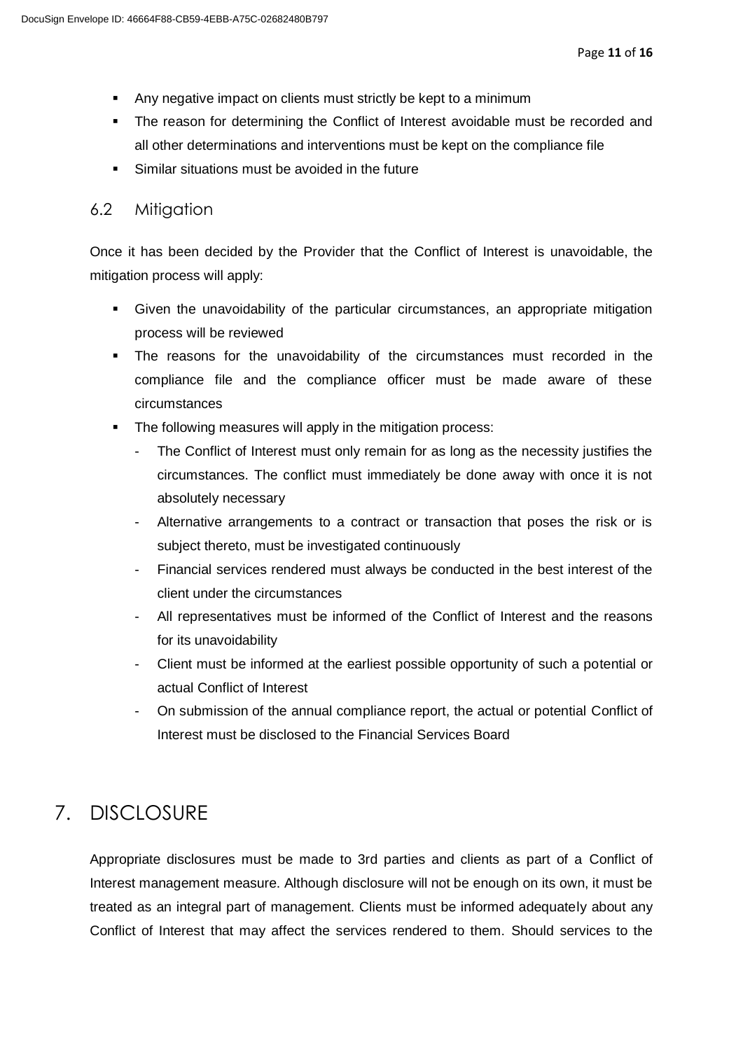- Any negative impact on clients must strictly be kept to a minimum
- The reason for determining the Conflict of Interest avoidable must be recorded and all other determinations and interventions must be kept on the compliance file
- Similar situations must be avoided in the future

### 6.2 Mitigation

Once it has been decided by the Provider that the Conflict of Interest is unavoidable, the mitigation process will apply:

- Given the unavoidability of the particular circumstances, an appropriate mitigation process will be reviewed
- The reasons for the unavoidability of the circumstances must recorded in the compliance file and the compliance officer must be made aware of these circumstances
- The following measures will apply in the mitigation process:
  - The Conflict of Interest must only remain for as long as the necessity justifies the circumstances. The conflict must immediately be done away with once it is not absolutely necessary
  - Alternative arrangements to a contract or transaction that poses the risk or is subject thereto, must be investigated continuously
  - Financial services rendered must always be conducted in the best interest of the client under the circumstances
  - All representatives must be informed of the Conflict of Interest and the reasons for its unavoidability
  - Client must be informed at the earliest possible opportunity of such a potential or actual Conflict of Interest
  - On submission of the annual compliance report, the actual or potential Conflict of Interest must be disclosed to the Financial Services Board

## 7. DISCLOSURE

Appropriate disclosures must be made to 3rd parties and clients as part of a Conflict of Interest management measure. Although disclosure will not be enough on its own, it must be treated as an integral part of management. Clients must be informed adequately about any Conflict of Interest that may affect the services rendered to them. Should services to the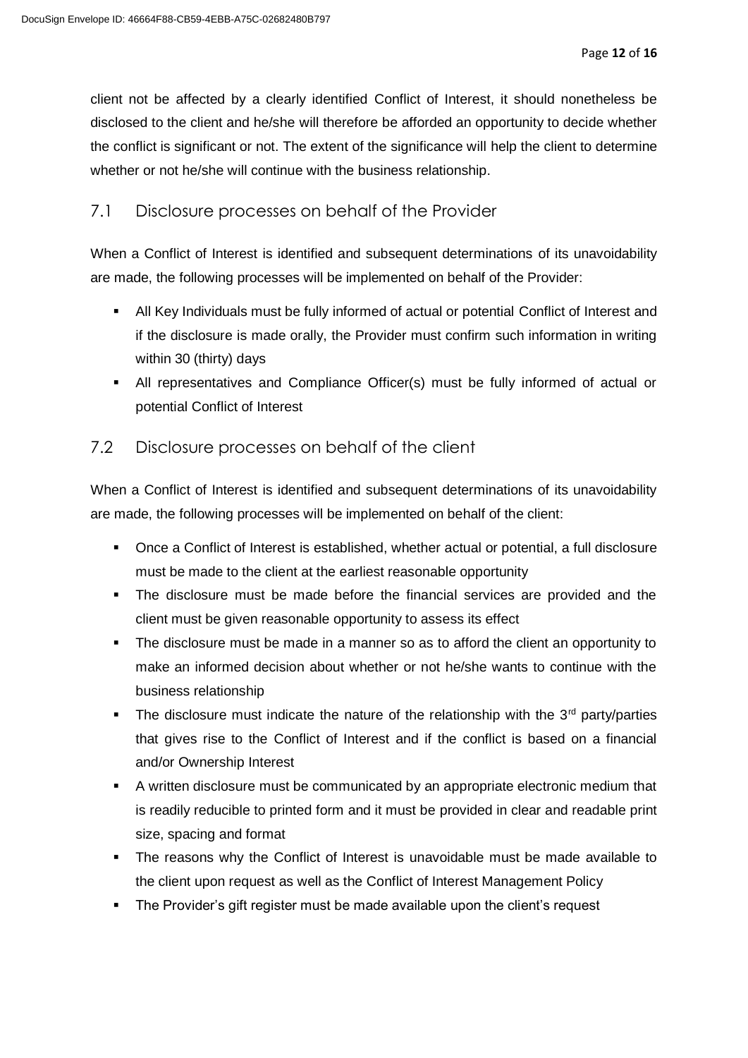client not be affected by a clearly identified Conflict of Interest, it should nonetheless be disclosed to the client and he/she will therefore be afforded an opportunity to decide whether the conflict is significant or not. The extent of the significance will help the client to determine whether or not he/she will continue with the business relationship.

## 7.1 Disclosure processes on behalf of the Provider

When a Conflict of Interest is identified and subsequent determinations of its unavoidability are made, the following processes will be implemented on behalf of the Provider:

- All Key Individuals must be fully informed of actual or potential Conflict of Interest and if the disclosure is made orally, the Provider must confirm such information in writing within 30 (thirty) days
- All representatives and Compliance Officer(s) must be fully informed of actual or potential Conflict of Interest

## 7.2 Disclosure processes on behalf of the client

When a Conflict of Interest is identified and subsequent determinations of its unavoidability are made, the following processes will be implemented on behalf of the client:

- Once a Conflict of Interest is established, whether actual or potential, a full disclosure must be made to the client at the earliest reasonable opportunity
- The disclosure must be made before the financial services are provided and the client must be given reasonable opportunity to assess its effect
- The disclosure must be made in a manner so as to afford the client an opportunity to make an informed decision about whether or not he/she wants to continue with the business relationship
- The disclosure must indicate the nature of the relationship with the 3rd party/parties that gives rise to the Conflict of Interest and if the conflict is based on a financial and/or Ownership Interest
- A written disclosure must be communicated by an appropriate electronic medium that is readily reducible to printed form and it must be provided in clear and readable print size, spacing and format
- The reasons why the Conflict of Interest is unavoidable must be made available to the client upon request as well as the Conflict of Interest Management Policy
- The Provider's gift register must be made available upon the client's request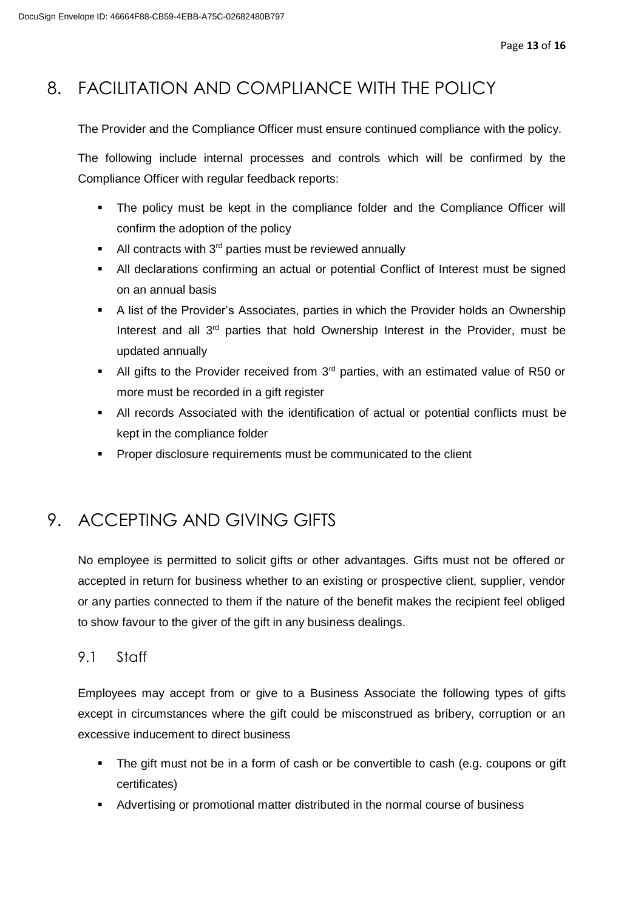# 8. FACILITATION AND COMPLIANCE WITH THE POLICY

The Provider and the Compliance Officer must ensure continued compliance with the policy.

The following include internal processes and controls which will be confirmed by the Compliance Officer with regular feedback reports:

- The policy must be kept in the compliance folder and the Compliance Officer will confirm the adoption of the policy
- All contracts with 3rd parties must be reviewed annually
- All declarations confirming an actual or potential Conflict of Interest must be signed on an annual basis
- A list of the Provider's Associates, parties in which the Provider holds an Ownership Interest and all 3rd parties that hold Ownership Interest in the Provider, must be updated annually
- All gifts to the Provider received from 3rd parties, with an estimated value of R50 or more must be recorded in a gift register
- All records Associated with the identification of actual or potential conflicts must be kept in the compliance folder
- Proper disclosure requirements must be communicated to the client

# 9. ACCEPTING AND GIVING GIFTS

No employee is permitted to solicit gifts or other advantages. Gifts must not be offered or accepted in return for business whether to an existing or prospective client, supplier, vendor or any parties connected to them if the nature of the benefit makes the recipient feel obliged to show favour to the giver of the gift in any business dealings.

## 9.1 Staff

Employees may accept from or give to a Business Associate the following types of gifts except in circumstances where the gift could be misconstrued as bribery, corruption or an excessive inducement to direct business

- The gift must not be in a form of cash or be convertible to cash (e.g. coupons or gift certificates)
- Advertising or promotional matter distributed in the normal course of business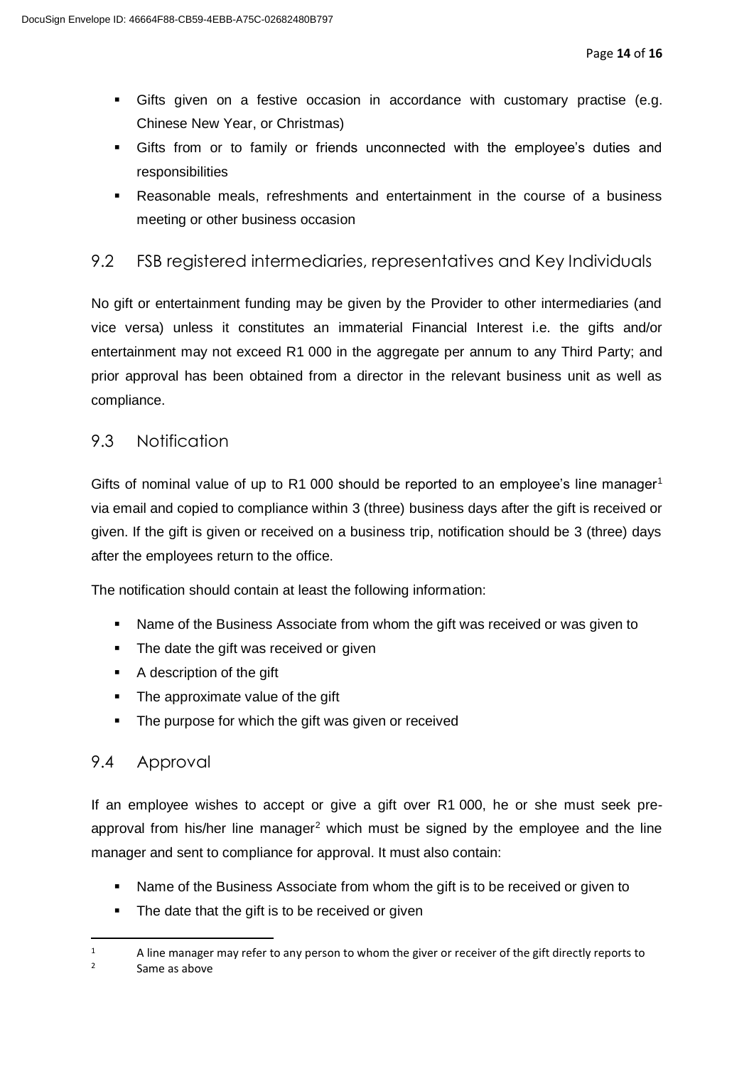- Gifts given on a festive occasion in accordance with customary practise (e.g. Chinese New Year, or Christmas)
- Gifts from or to family or friends unconnected with the employee's duties and responsibilities
- Reasonable meals, refreshments and entertainment in the course of a business meeting or other business occasion

## 9.2 FSB registered intermediaries, representatives and Key Individuals

No gift or entertainment funding may be given by the Provider to other intermediaries (and vice versa) unless it constitutes an immaterial Financial Interest i.e. the gifts and/or entertainment may not exceed R1 000 in the aggregate per annum to any Third Party; and prior approval has been obtained from a director in the relevant business unit as well as compliance.

## 9.3 Notification

Gifts of nominal value of up to R1 000 should be reported to an employee's line manager[1] via email and copied to compliance within 3 (three) business days after the gift is received or given. If the gift is given or received on a business trip, notification should be 3 (three) days after the employees return to the office.

The notification should contain at least the following information:

- Name of the Business Associate from whom the gift was received or was given to
- The date the gift was received or given
- A description of the gift
- The approximate value of the gift
- The purpose for which the gift was given or received

## 9.4 Approval

If an employee wishes to accept or give a gift over R1 000, he or she must seek pre-approval from his/her line manager[2] which must be signed by the employee and the line manager and sent to compliance for approval. It must also contain:

- Name of the Business Associate from whom the gift is to be received or given to
- The date that the gift is to be received or given

---

[1] A line manager may refer to any person to whom the giver or receiver of the gift directly reports to

[2] Same as above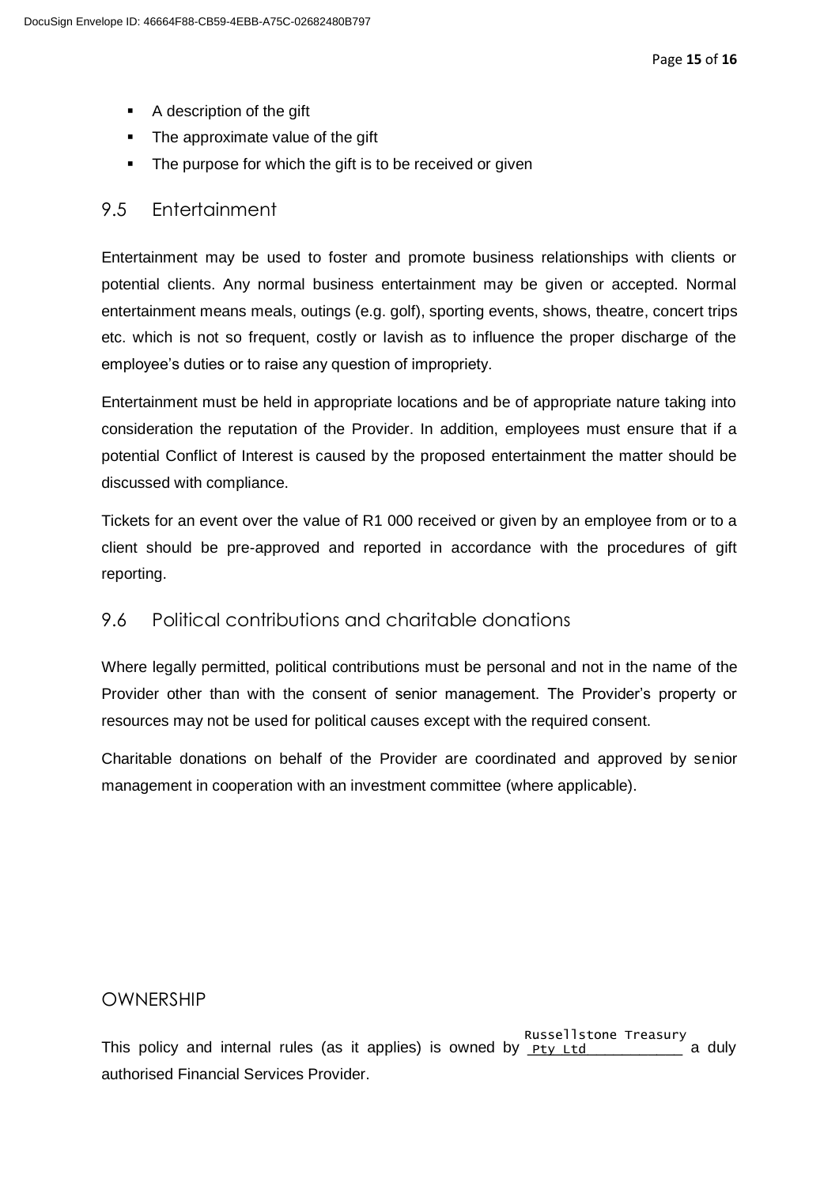- A description of the gift
- The approximate value of the gift
- The purpose for which the gift is to be received or given

## 9.5 Entertainment

Entertainment may be used to foster and promote business relationships with clients or potential clients. Any normal business entertainment may be given or accepted. Normal entertainment means meals, outings (e.g. golf), sporting events, shows, theatre, concert trips etc. which is not so frequent, costly or lavish as to influence the proper discharge of the employee's duties or to raise any question of impropriety.

Entertainment must be held in appropriate locations and be of appropriate nature taking into consideration the reputation of the Provider. In addition, employees must ensure that if a potential Conflict of Interest is caused by the proposed entertainment the matter should be discussed with compliance.

Tickets for an event over the value of R1 000 received or given by an employee from or to a client should be pre-approved and reported in accordance with the procedures of gift reporting.

## 9.6 Political contributions and charitable donations

Where legally permitted, political contributions must be personal and not in the name of the Provider other than with the consent of senior management. The Provider's property or resources may not be used for political causes except with the required consent.

Charitable donations on behalf of the Provider are coordinated and approved by senior management in cooperation with an investment committee (where applicable).

## OWNERSHIP

This policy and internal rules (as it applies) is owned by Russellstone Treasury Pty Ltd a duly authorised Financial Services Provider.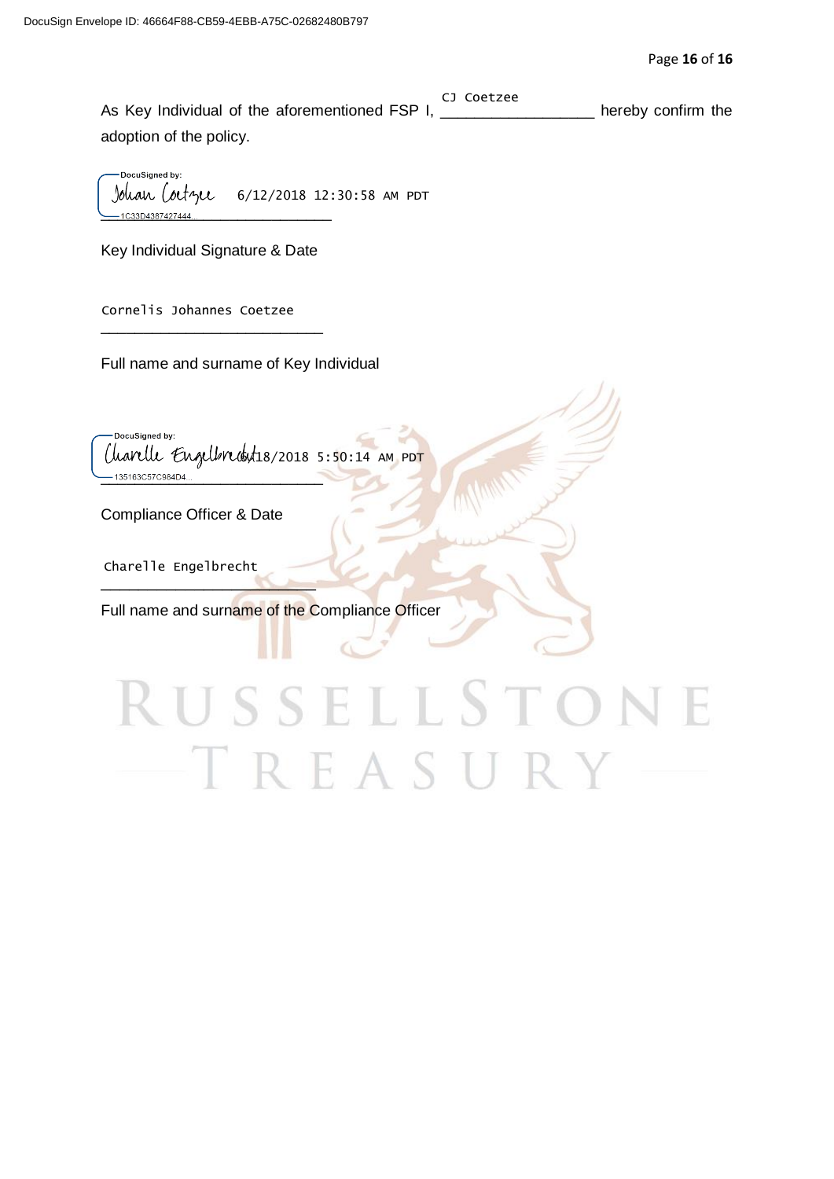As Key Individual of the aforementioned FSP I, CJ Coetzee hereby confirm the adoption of the policy.

DocuSigned by: Johan Coetzee 6/12/2018 12:30:58 AM PDT
1C33D4387427444...

Key Individual Signature & Date

Cornelis Johannes Coetzee

Full name and surname of Key Individual

DocuSigned by: Charelle Engelbrecht 6/18/2018 5:50:14 AM PDT
135163C57C984D4...

Compliance Officer & Date

Charelle Engelbrecht

Full name and surname of the Compliance Officer

RUSSELLSTONE TREASURY